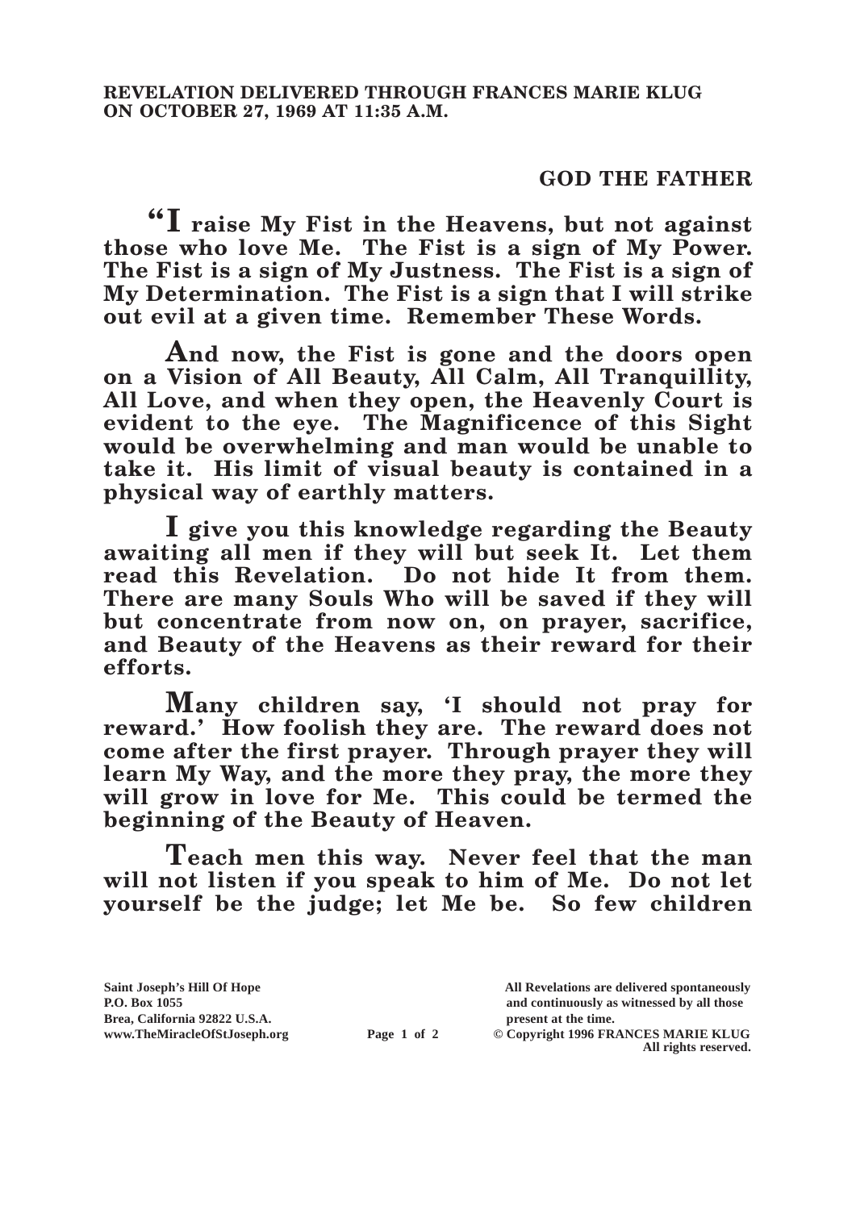**REVELATION DELIVERED THROUGH FRANCES MARIE KLUG ON OCTOBER 27, 1969 AT 11:35 A.M.**

**GOD THE FATHER**

**"I raise My Fist in the Heavens, but not against those who love Me. The Fist is a sign of My Power. The Fist is a sign of My Justness. The Fist is a sign of My Determination. The Fist is a sign that I will strike out evil at a given time. Remember These Words.**

**And now, the Fist is gone and the doors open on a Vision of All Beauty, All Calm, All Tranquillity, All Love, and when they open, the Heavenly Court is evident to the eye. The Magnificence of this Sight would be overwhelming and man would be unable to take it. His limit of visual beauty is contained in a physical way of earthly matters.**

**I give you this knowledge regarding the Beauty awaiting all men if they will but seek It. Let them read this Revelation. Do not hide It from them. There are many Souls Who will be saved if they will but concentrate from now on, on prayer, sacrifice, and Beauty of the Heavens as their reward for their efforts.**

**Many children say, 'I should not pray for reward.' How foolish they are. The reward does not come after the first prayer. Through prayer they will learn My Way, and the more they pray, the more they will grow in love for Me. This could be termed the beginning of the Beauty of Heaven.**

**Teach men this way. Never feel that the man will not listen if you speak to him of Me. Do not let yourself be the judge; let Me be. So few children**

**Saint Joseph's Hill Of Hope**
**P.O. Box 1055**
**Brea, California 92822 U.S.A.**
**www.TheMiracleOfStJoseph.org**

**All Revelations are delivered spontaneously and continuously as witnessed by all those present at the time.**
**© Copyright 1996 FRANCES MARIE KLUG**
**All rights reserved.**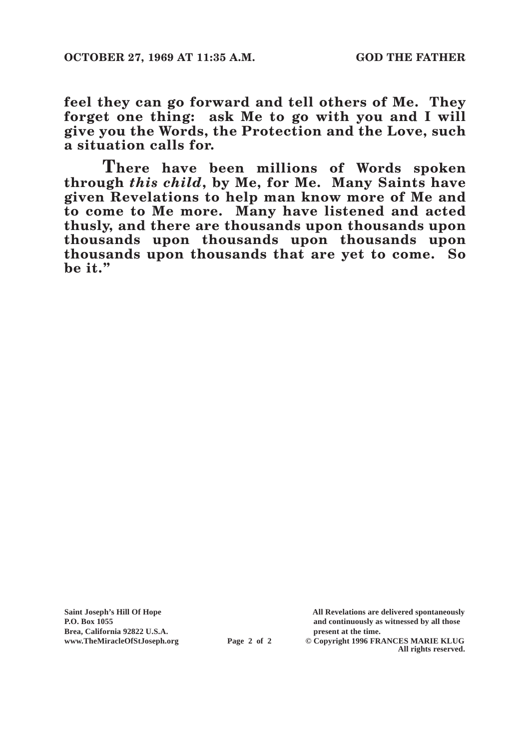**feel they can go forward and tell others of Me. They forget one thing: ask Me to go with you and I will give you the Words, the Protection and the Love, such a situation calls for.**

**There have been millions of Words spoken through *this child*, by Me, for Me. Many Saints have given Revelations to help man know more of Me and to come to Me more. Many have listened and acted thusly, and there are thousands upon thousands upon thousands upon thousands upon thousands upon thousands upon thousands that are yet to come. So be it."**

**Saint Joseph's Hill Of Hope**
**P.O. Box 1055**
**Brea, California 92822 U.S.A.**
**www.TheMiracleOfStJoseph.org**

**All Revelations are delivered spontaneously and continuously as witnessed by all those present at the time.**
**© Copyright 1996 FRANCES MARIE KLUG**
**All rights reserved.**